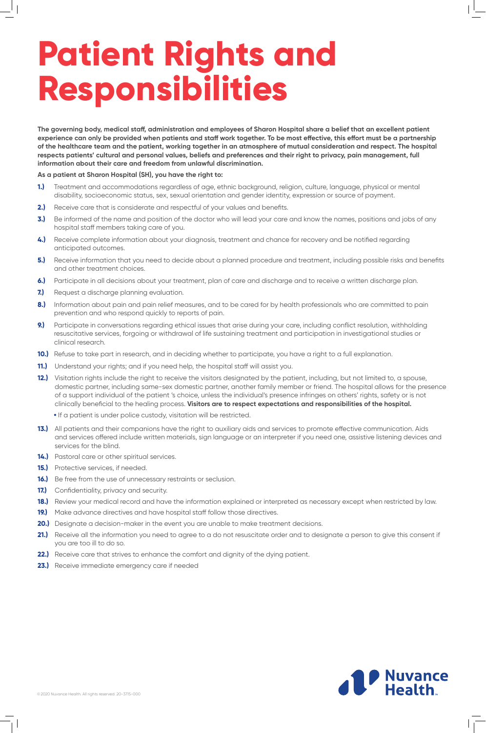# Patient Rights and Responsibilities

**The governing body, medical staff, administration and employees of Sharon Hospital share a belief that an excellent patient experience can only be provided when patients and staff work together. To be most effective, this effort must be a partnership of the healthcare team and the patient, working together in an atmosphere of mutual consideration and respect. The hospital respects patients' cultural and personal values, beliefs and preferences and their right to privacy, pain management, full information about their care and freedom from unlawful discrimination.**

**As a patient at Sharon Hospital (SH), you have the right to:**

**1.)** Treatment and accommodations regardless of age, ethnic background, religion, culture, language, physical or mental disability, socioeconomic status, sex, sexual orientation and gender identity, expression or source of payment.

**2.)** Receive care that is considerate and respectful of your values and benefits.

**3.)** Be informed of the name and position of the doctor who will lead your care and know the names, positions and jobs of any hospital staff members taking care of you.

**4.)** Receive complete information about your diagnosis, treatment and chance for recovery and be notified regarding anticipated outcomes.

**5.)** Receive information that you need to decide about a planned procedure and treatment, including possible risks and benefits and other treatment choices.

**6.)** Participate in all decisions about your treatment, plan of care and discharge and to receive a written discharge plan.

**7.)** Request a discharge planning evaluation.

**8.)** Information about pain and pain relief measures, and to be cared for by health professionals who are committed to pain prevention and who respond quickly to reports of pain.

**9.)** Participate in conversations regarding ethical issues that arise during your care, including conflict resolution, withholding resuscitative services, forgoing or withdrawal of life sustaining treatment and participation in investigational studies or clinical research.

**10.)** Refuse to take part in research, and in deciding whether to participate, you have a right to a full explanation.

**11.)** Understand your rights; and if you need help, the hospital staff will assist you.

**12.)** Visitation rights include the right to receive the visitors designated by the patient, including, but not limited to, a spouse, domestic partner, including same-sex domestic partner, another family member or friend. The hospital allows for the presence of a support individual of the patient 's choice, unless the individual's presence infringes on others' rights, safety or is not clinically beneficial to the healing process. **Visitors are to respect expectations and responsibilities of the hospital.**

- If a patient is under police custody, visitation will be restricted.

**13.)** All patients and their companions have the right to auxiliary aids and services to promote effective communication. Aids and services offered include written materials, sign language or an interpreter if you need one, assistive listening devices and services for the blind.

**14.)** Pastoral care or other spiritual services.

**15.)** Protective services, if needed.

**16.)** Be free from the use of unnecessary restraints or seclusion.

**17.)** Confidentiality, privacy and security.

**18.)** Review your medical record and have the information explained or interpreted as necessary except when restricted by law.

**19.)** Make advance directives and have hospital staff follow those directives.

**20.)** Designate a decision-maker in the event you are unable to make treatment decisions.

**21.)** Receive all the information you need to agree to a do not resuscitate order and to designate a person to give this consent if you are too ill to do so.

**22.)** Receive care that strives to enhance the comfort and dignity of the dying patient.

**23.)** Receive immediate emergency care if needed

© 2020 Nuvance Health. All rights reserved. 20-3715-000

Nuvance Health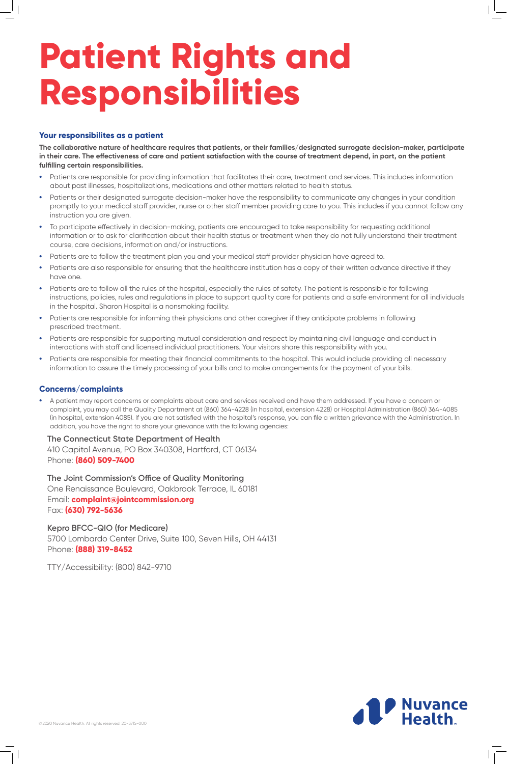# Patient Rights and Responsibilities

### Your responsibilites as a patient

**The collaborative nature of healthcare requires that patients, or their families/designated surrogate decision-maker, participate in their care. The effectiveness of care and patient satisfaction with the course of treatment depend, in part, on the patient fulfilling certain responsibilities.**

- Patients are responsible for providing information that facilitates their care, treatment and services. This includes information about past illnesses, hospitalizations, medications and other matters related to health status.
- Patients or their designated surrogate decision-maker have the responsibility to communicate any changes in your condition promptly to your medical staff provider, nurse or other staff member providing care to you. This includes if you cannot follow any instruction you are given.
- To participate effectively in decision-making, patients are encouraged to take responsibility for requesting additional information or to ask for clarification about their health status or treatment when they do not fully understand their treatment course, care decisions, information and/or instructions.
- Patients are to follow the treatment plan you and your medical staff provider physician have agreed to.
- Patients are also responsible for ensuring that the healthcare institution has a copy of their written advance directive if they have one.
- Patients are to follow all the rules of the hospital, especially the rules of safety. The patient is responsible for following instructions, policies, rules and regulations in place to support quality care for patients and a safe environment for all individuals in the hospital. Sharon Hospital is a nonsmoking facility.
- Patients are responsible for informing their physicians and other caregiver if they anticipate problems in following prescribed treatment.
- Patients are responsible for supporting mutual consideration and respect by maintaining civil language and conduct in interactions with staff and licensed individual practitioners. Your visitors share this responsibility with you.
- Patients are responsible for meeting their financial commitments to the hospital. This would include providing all necessary information to assure the timely processing of your bills and to make arrangements for the payment of your bills.

### Concerns/complaints

- A patient may report concerns or complaints about care and services received and have them addressed. If you have a concern or complaint, you may call the Quality Department at (860) 364-4228 (in hospital, extension 4228) or Hospital Administration (860) 364-4085 (in hospital, extension 4085). If you are not satisfied with the hospital's response, you can file a written grievance with the Administration. In addition, you have the right to share your grievance with the following agencies:

**The Connecticut State Department of Health**
410 Capitol Avenue, PO Box 340308, Hartford, CT 06134
Phone: **(860) 509-7400**

**The Joint Commission's Office of Quality Monitoring**
One Renaissance Boulevard, Oakbrook Terrace, IL 60181
Email: **complaint@jointcommission.org**
Fax: **(630) 792-5636**

**Kepro BFCC-QIO (for Medicare)**
5700 Lombardo Center Drive, Suite 100, Seven Hills, OH 44131
Phone: **(888) 319-8452**

TTY/Accessibility: (800) 842-9710

© 2020 Nuvance Health. All rights reserved. 20-3715-000

Nuvance Health